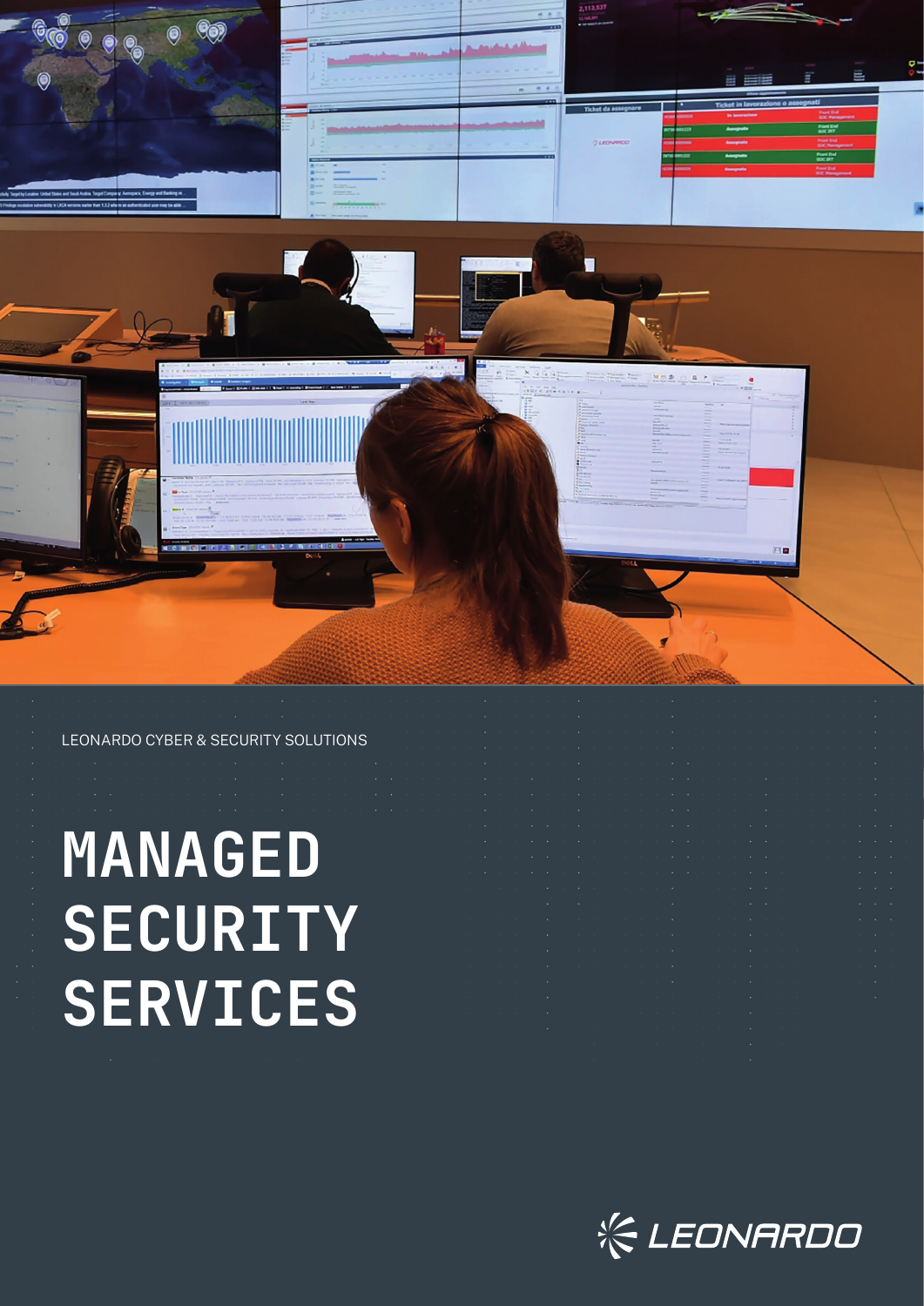LEONARDO CYBER & SECURITY SOLUTIONS

# MANAGED SECURITY SERVICES

LEONARDO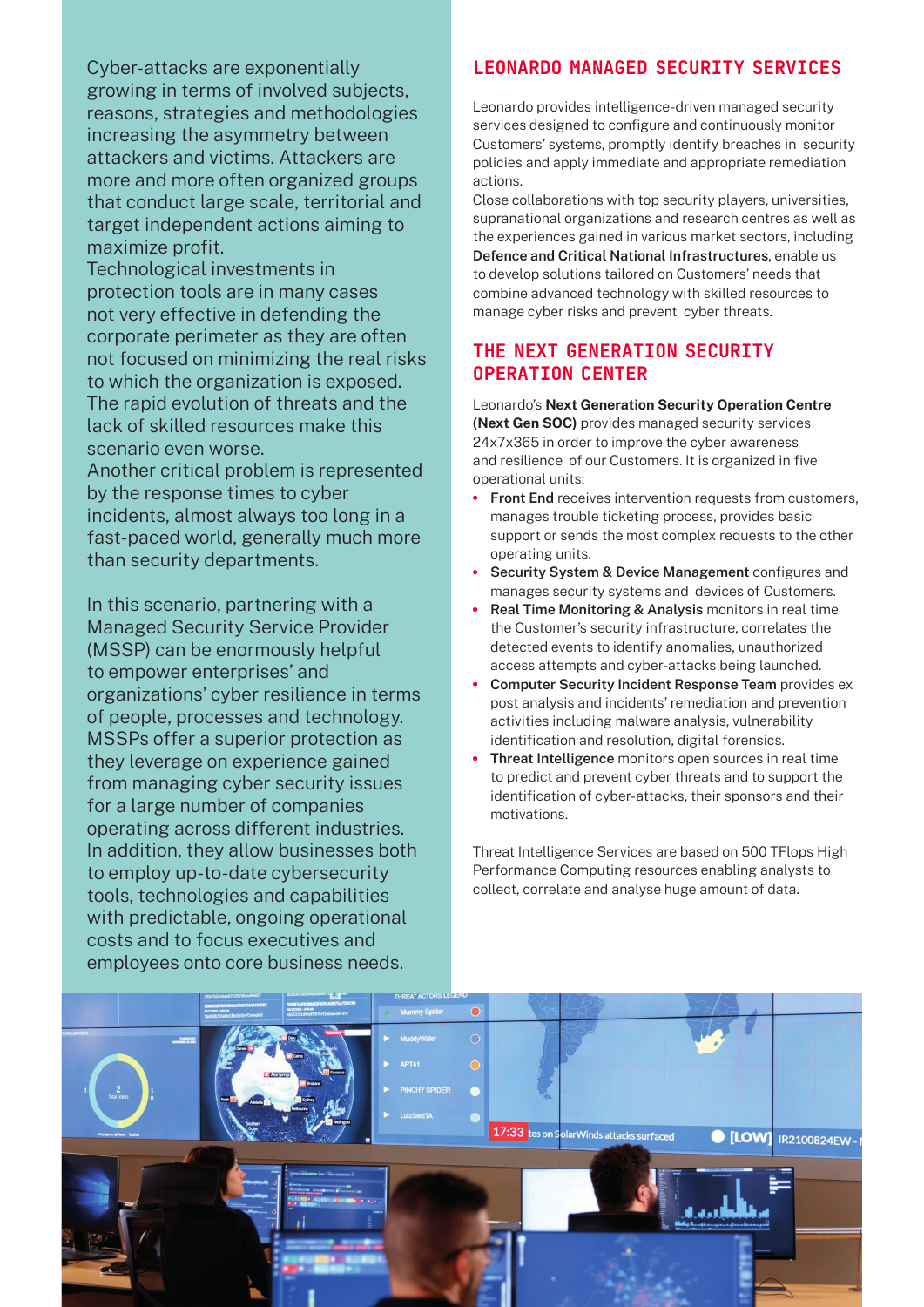Cyber-attacks are exponentially growing in terms of involved subjects, reasons, strategies and methodologies increasing the asymmetry between attackers and victims. Attackers are more and more often organized groups that conduct large scale, territorial and target independent actions aiming to maximize profit.
Technological investments in protection tools are in many cases not very effective in defending the corporate perimeter as they are often not focused on minimizing the real risks to which the organization is exposed. The rapid evolution of threats and the lack of skilled resources make this scenario even worse.
Another critical problem is represented by the response times to cyber incidents, almost always too long in a fast-paced world, generally much more than security departments.

In this scenario, partnering with a Managed Security Service Provider (MSSP) can be enormously helpful to empower enterprises' and organizations' cyber resilience in terms of people, processes and technology. MSSPs offer a superior protection as they leverage on experience gained from managing cyber security issues for a large number of companies operating across different industries. In addition, they allow businesses both to employ up-to-date cybersecurity tools, technologies and capabilities with predictable, ongoing operational costs and to focus executives and employees onto core business needs.

## LEONARDO MANAGED SECURITY SERVICES

Leonardo provides intelligence-driven managed security services designed to configure and continuously monitor Customers' systems, promptly identify breaches in security policies and apply immediate and appropriate remediation actions.
Close collaborations with top security players, universities, supranational organizations and research centres as well as the experiences gained in various market sectors, including **Defence and Critical National Infrastructures**, enable us to develop solutions tailored on Customers' needs that combine advanced technology with skilled resources to manage cyber risks and prevent cyber threats.

## THE NEXT GENERATION SECURITY OPERATION CENTER

Leonardo's **Next Generation Security Operation Centre (Next Gen SOC)** provides managed security services 24x7x365 in order to improve the cyber awareness and resilience of our Customers. It is organized in five operational units:

- **Front End** receives intervention requests from customers, manages trouble ticketing process, provides basic support or sends the most complex requests to the other operating units.
- **Security System & Device Management** configures and manages security systems and devices of Customers.
- **Real Time Monitoring & Analysis** monitors in real time the Customer's security infrastructure, correlates the detected events to identify anomalies, unauthorized access attempts and cyber-attacks being launched.
- **Computer Security Incident Response Team** provides ex post analysis and incidents' remediation and prevention activities including malware analysis, vulnerability identification and resolution, digital forensics.
- **Threat Intelligence** monitors open sources in real time to predict and prevent cyber threats and to support the identification of cyber-attacks, their sponsors and their motivations.

Threat Intelligence Services are based on 500 TFlops High Performance Computing resources enabling analysts to collect, correlate and analyse huge amount of data.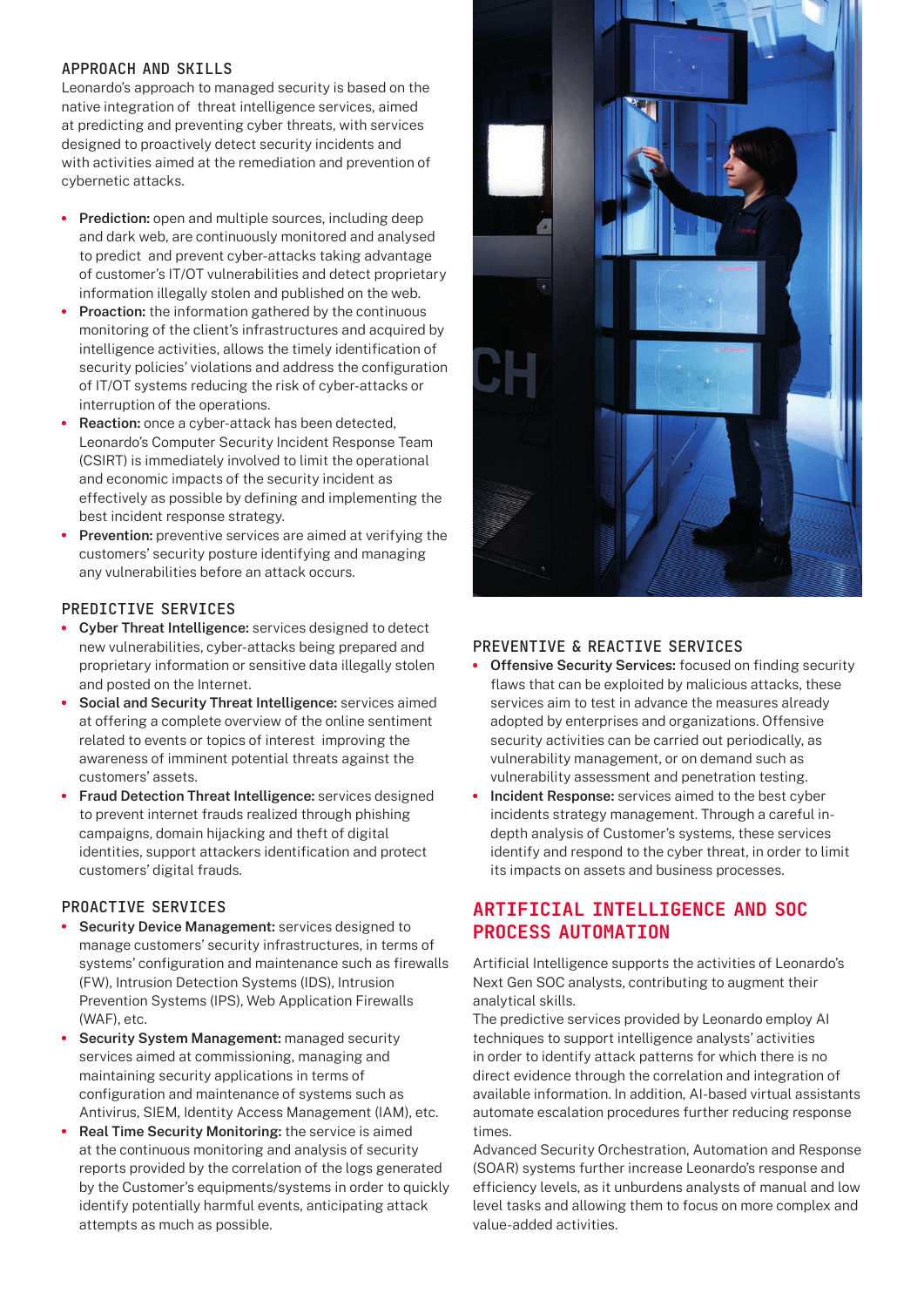### APPROACH AND SKILLS

Leonardo's approach to managed security is based on the native integration of threat intelligence services, aimed at predicting and preventing cyber threats, with services designed to proactively detect security incidents and with activities aimed at the remediation and prevention of cybernetic attacks.

- **Prediction:** open and multiple sources, including deep and dark web, are continuously monitored and analysed to predict and prevent cyber-attacks taking advantage of customer's IT/OT vulnerabilities and detect proprietary information illegally stolen and published on the web.
- **Proaction:** the information gathered by the continuous monitoring of the client's infrastructures and acquired by intelligence activities, allows the timely identification of security policies' violations and address the configuration of IT/OT systems reducing the risk of cyber-attacks or interruption of the operations.
- **Reaction:** once a cyber-attack has been detected, Leonardo's Computer Security Incident Response Team (CSIRT) is immediately involved to limit the operational and economic impacts of the security incident as effectively as possible by defining and implementing the best incident response strategy.
- **Prevention:** preventive services are aimed at verifying the customers' security posture identifying and managing any vulnerabilities before an attack occurs.

### PREDICTIVE SERVICES

- **Cyber Threat Intelligence:** services designed to detect new vulnerabilities, cyber-attacks being prepared and proprietary information or sensitive data illegally stolen and posted on the Internet.
- **Social and Security Threat Intelligence:** services aimed at offering a complete overview of the online sentiment related to events or topics of interest improving the awareness of imminent potential threats against the customers' assets.
- **Fraud Detection Threat Intelligence:** services designed to prevent internet frauds realized through phishing campaigns, domain hijacking and theft of digital identities, support attackers identification and protect customers' digital frauds.

### PROACTIVE SERVICES

- **Security Device Management:** services designed to manage customers' security infrastructures, in terms of systems' configuration and maintenance such as firewalls (FW), Intrusion Detection Systems (IDS), Intrusion Prevention Systems (IPS), Web Application Firewalls (WAF), etc.
- **Security System Management:** managed security services aimed at commissioning, managing and maintaining security applications in terms of configuration and maintenance of systems such as Antivirus, SIEM, Identity Access Management (IAM), etc.
- **Real Time Security Monitoring:** the service is aimed at the continuous monitoring and analysis of security reports provided by the correlation of the logs generated by the Customer's equipments/systems in order to quickly identify potentially harmful events, anticipating attack attempts as much as possible.

### PREVENTIVE & REACTIVE SERVICES

- **Offensive Security Services:** focused on finding security flaws that can be exploited by malicious attacks, these services aim to test in advance the measures already adopted by enterprises and organizations. Offensive security activities can be carried out periodically, as vulnerability management, or on demand such as vulnerability assessment and penetration testing.
- **Incident Response:** services aimed to the best cyber incidents strategy management. Through a careful in-depth analysis of Customer's systems, these services identify and respond to the cyber threat, in order to limit its impacts on assets and business processes.

## ARTIFICIAL INTELLIGENCE AND SOC PROCESS AUTOMATION

Artificial Intelligence supports the activities of Leonardo's Next Gen SOC analysts, contributing to augment their analytical skills.
The predictive services provided by Leonardo employ AI techniques to support intelligence analysts' activities in order to identify attack patterns for which there is no direct evidence through the correlation and integration of available information. In addition, AI-based virtual assistants automate escalation procedures further reducing response times.
Advanced Security Orchestration, Automation and Response (SOAR) systems further increase Leonardo's response and efficiency levels, as it unburdens analysts of manual and low level tasks and allowing them to focus on more complex and value-added activities.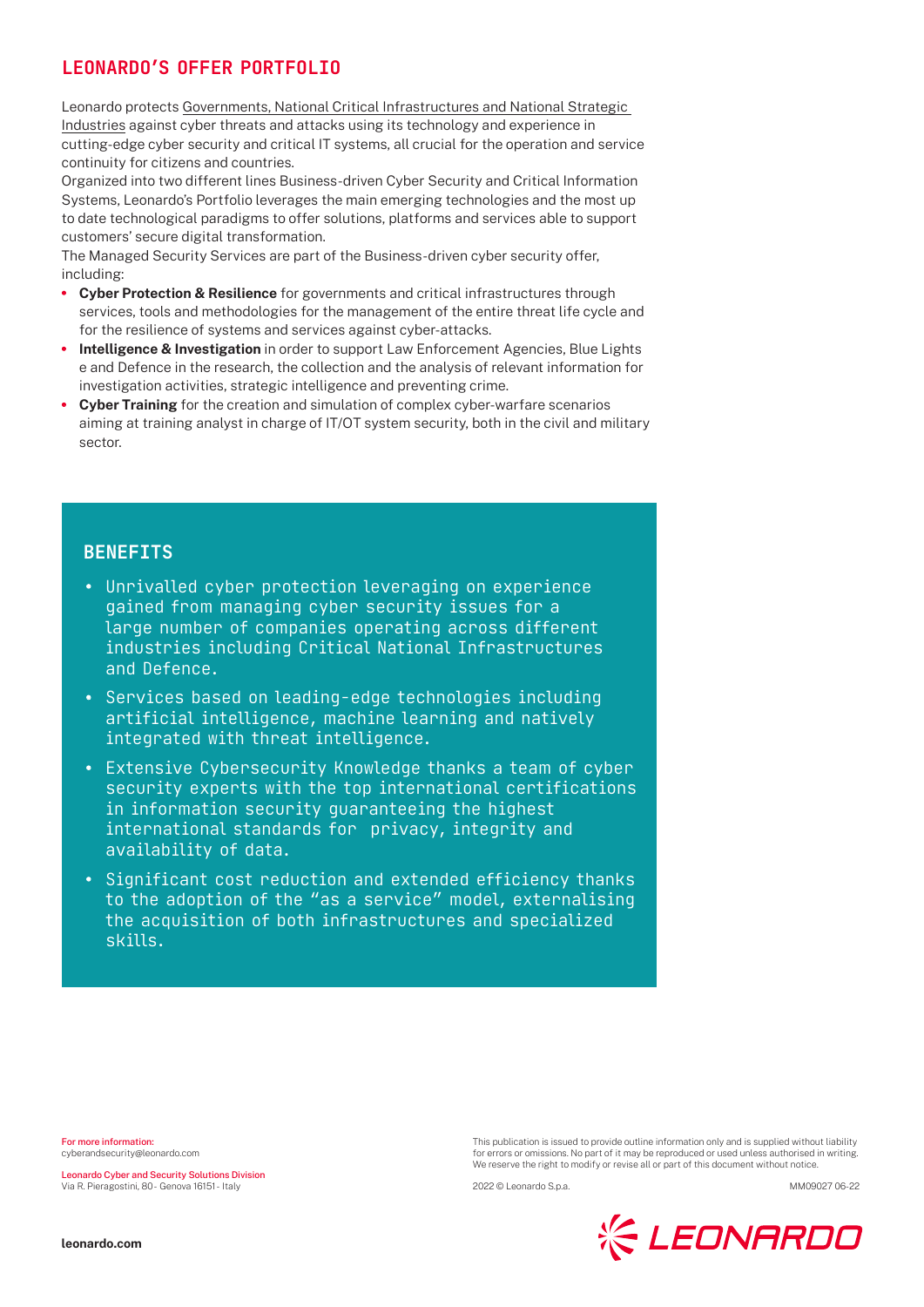## LEONARDO'S OFFER PORTFOLIO

Leonardo protects Governments, National Critical Infrastructures and National Strategic Industries against cyber threats and attacks using its technology and experience in cutting-edge cyber security and critical IT systems, all crucial for the operation and service continuity for citizens and countries.

Organized into two different lines Business-driven Cyber Security and Critical Information Systems, Leonardo's Portfolio leverages the main emerging technologies and the most up to date technological paradigms to offer solutions, platforms and services able to support customers' secure digital transformation.

The Managed Security Services are part of the Business-driven cyber security offer, including:

- **Cyber Protection & Resilience** for governments and critical infrastructures through services, tools and methodologies for the management of the entire threat life cycle and for the resilience of systems and services against cyber-attacks.
- **Intelligence & Investigation** in order to support Law Enforcement Agencies, Blue Lights e and Defence in the research, the collection and the analysis of relevant information for investigation activities, strategic intelligence and preventing crime.
- **Cyber Training** for the creation and simulation of complex cyber-warfare scenarios aiming at training analyst in charge of IT/OT system security, both in the civil and military sector.

### BENEFITS

- Unrivalled cyber protection leveraging on experience gained from managing cyber security issues for a large number of companies operating across different industries including Critical National Infrastructures and Defence.
- Services based on leading-edge technologies including artificial intelligence, machine learning and natively integrated with threat intelligence.
- Extensive Cybersecurity Knowledge thanks a team of cyber security experts with the top international certifications in information security guaranteeing the highest international standards for privacy, integrity and availability of data.
- Significant cost reduction and extended efficiency thanks to the adoption of the "as a service" model, externalising the acquisition of both infrastructures and specialized skills.

**For more information:**
cyberandsecurity@leonardo.com

**Leonardo Cyber and Security Solutions Division**
Via R. Pieragostini, 80 - Genova 16151 - Italy

This publication is issued to provide outline information only and is supplied without liability for errors or omissions. No part of it may be reproduced or used unless authorised in writing. We reserve the right to modify or revise all or part of this document without notice.

2022 © Leonardo S.p.a.

MM09027 06-22

**leonardo.com**